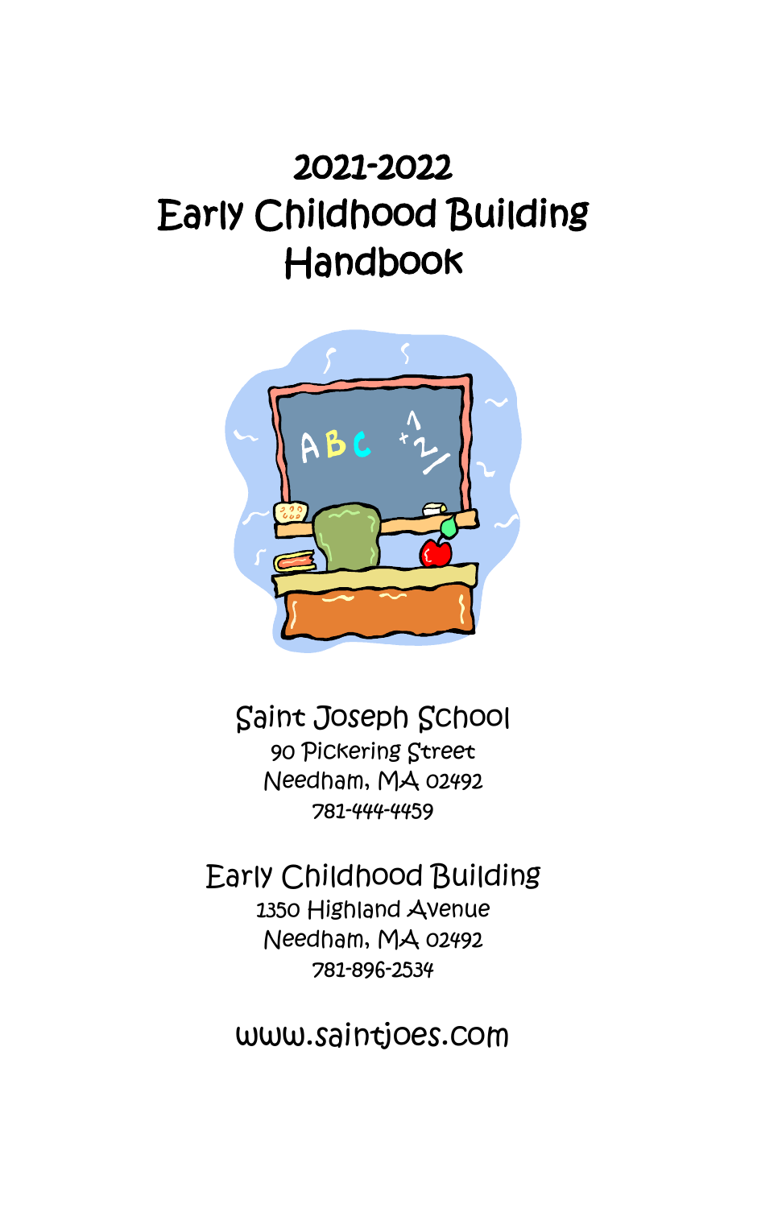# 2021-2022 Early Childhood Building Handbook

Saint Joseph School
90 Pickering Street
Needham, MA 02492
781-444-4459

Early Childhood Building
1350 Highland Avenue
Needham, MA 02492
781-896-2534

www.saintjoes.com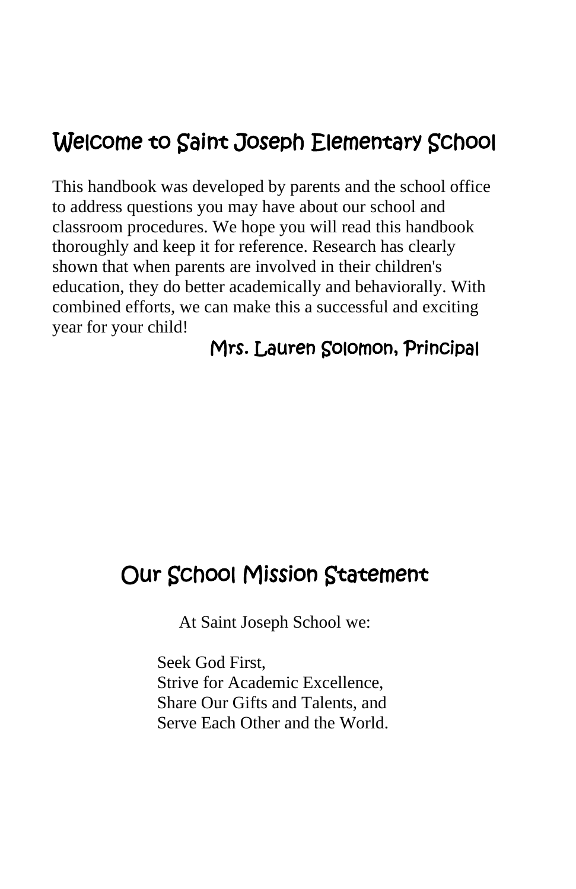## Welcome to Saint Joseph Elementary School

This handbook was developed by parents and the school office to address questions you may have about our school and classroom procedures. We hope you will read this handbook thoroughly and keep it for reference. Research has clearly shown that when parents are involved in their children's education, they do better academically and behaviorally. With combined efforts, we can make this a successful and exciting year for your child!

Mrs. Lauren Solomon, Principal

## Our School Mission Statement

At Saint Joseph School we:

Seek God First,
Strive for Academic Excellence,
Share Our Gifts and Talents, and
Serve Each Other and the World.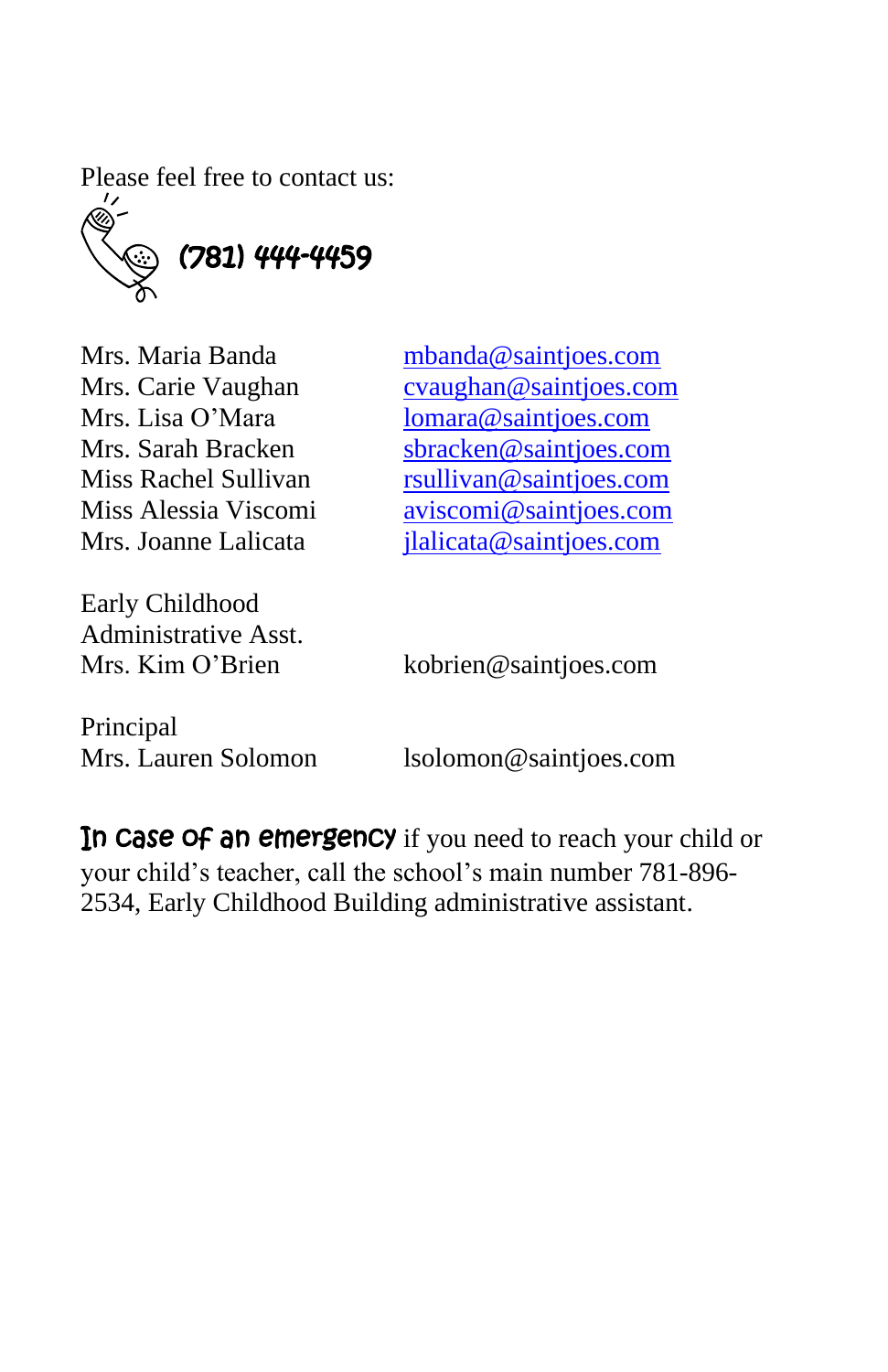Please feel free to contact us:

(781) 444-4459

| | |
|---|---|
| Mrs. Maria Banda | mbanda@saintjoes.com |
| Mrs. Carie Vaughan | cvaughan@saintjoes.com |
| Mrs. Lisa O'Mara | lomara@saintjoes.com |
| Mrs. Sarah Bracken | sbracken@saintjoes.com |
| Miss Rachel Sullivan | rsullivan@saintjoes.com |
| Miss Alessia Viscomi | aviscomi@saintjoes.com |
| Mrs. Joanne Lalicata | jlalicata@saintjoes.com |

Early Childhood Administrative Asst.
Mrs. Kim O'Brien — kobrien@saintjoes.com

Principal
Mrs. Lauren Solomon — lsolomon@saintjoes.com

**In case of an emergency** if you need to reach your child or your child's teacher, call the school's main number 781-896-2534, Early Childhood Building administrative assistant.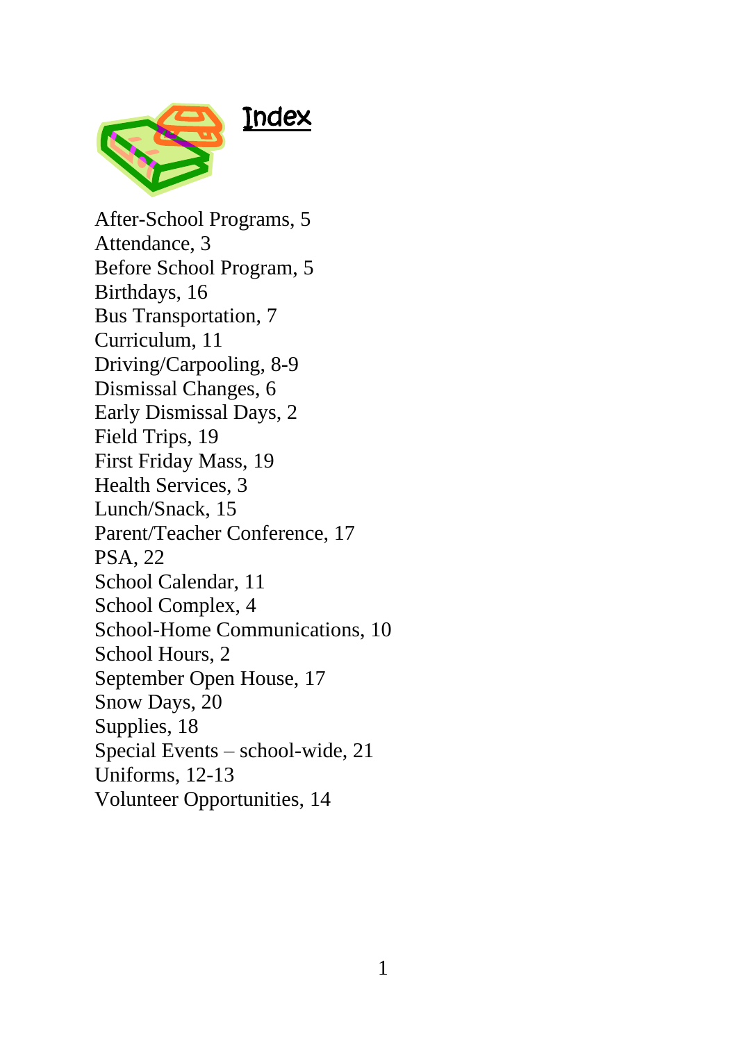# Index

After-School Programs, 5
Attendance, 3
Before School Program, 5
Birthdays, 16
Bus Transportation, 7
Curriculum, 11
Driving/Carpooling, 8-9
Dismissal Changes, 6
Early Dismissal Days, 2
Field Trips, 19
First Friday Mass, 19
Health Services, 3
Lunch/Snack, 15
Parent/Teacher Conference, 17
PSA, 22
School Calendar, 11
School Complex, 4
School-Home Communications, 10
School Hours, 2
September Open House, 17
Snow Days, 20
Supplies, 18
Special Events – school-wide, 21
Uniforms, 12-13
Volunteer Opportunities, 14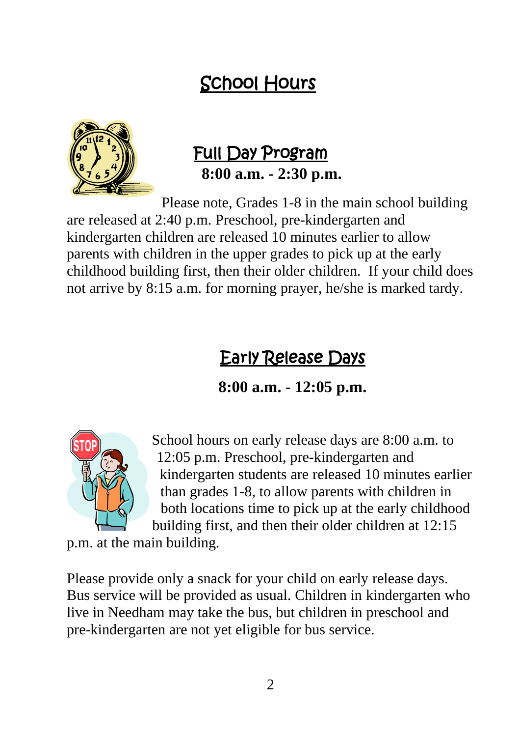# School Hours

## Full Day Program

**8:00 a.m. - 2:30 p.m.**

Please note, Grades 1-8 in the main school building are released at 2:40 p.m. Preschool, pre-kindergarten and kindergarten children are released 10 minutes earlier to allow parents with children in the upper grades to pick up at the early childhood building first, then their older children. If your child does not arrive by 8:15 a.m. for morning prayer, he/she is marked tardy.

# Early Release Days

**8:00 a.m. - 12:05 p.m.**

School hours on early release days are 8:00 a.m. to 12:05 p.m. Preschool, pre-kindergarten and kindergarten students are released 10 minutes earlier than grades 1-8, to allow parents with children in both locations time to pick up at the early childhood building first, and then their older children at 12:15 p.m. at the main building.

Please provide only a snack for your child on early release days. Bus service will be provided as usual. Children in kindergarten who live in Needham may take the bus, but children in preschool and pre-kindergarten are not yet eligible for bus service.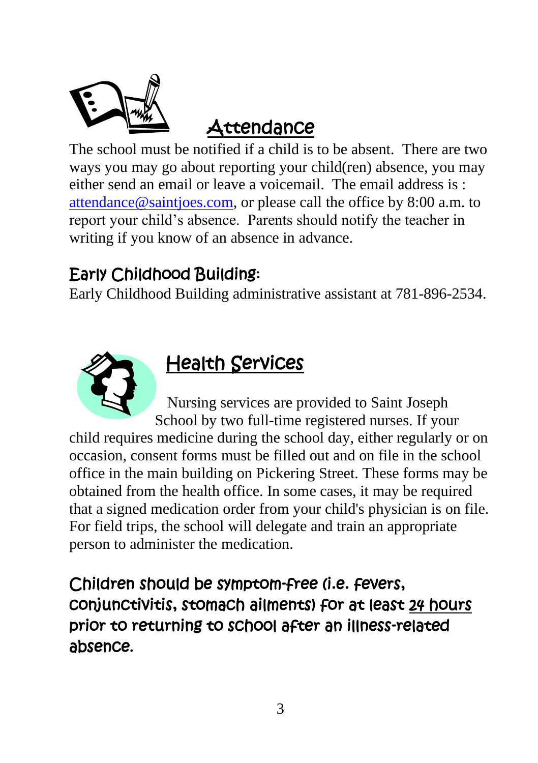## Attendance

The school must be notified if a child is to be absent. There are two ways you may go about reporting your child(ren) absence, you may either send an email or leave a voicemail. The email address is : attendance@saintjoes.com, or please call the office by 8:00 a.m. to report your child's absence. Parents should notify the teacher in writing if you know of an absence in advance.

### Early Childhood Building:

Early Childhood Building administrative assistant at 781-896-2534.

## Health Services

Nursing services are provided to Saint Joseph School by two full-time registered nurses. If your child requires medicine during the school day, either regularly or on occasion, consent forms must be filled out and on file in the school office in the main building on Pickering Street. These forms may be obtained from the health office. In some cases, it may be required that a signed medication order from your child's physician is on file. For field trips, the school will delegate and train an appropriate person to administer the medication.

**Children should be symptom-free (i.e. fevers, conjunctivitis, stomach ailments) for at least 24 hours prior to returning to school after an illness-related absence.**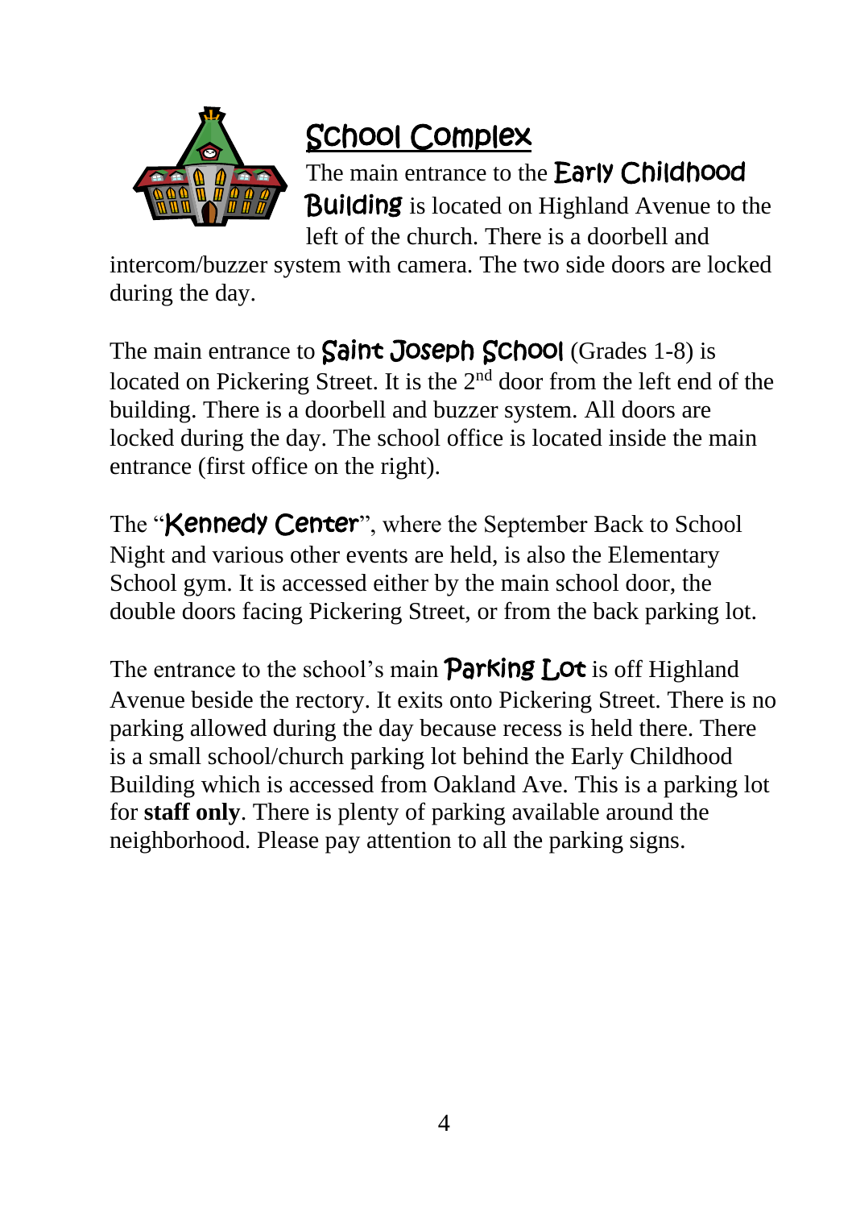## School Complex

The main entrance to the **Early Childhood Building** is located on Highland Avenue to the left of the church. There is a doorbell and intercom/buzzer system with camera. The two side doors are locked during the day.

The main entrance to **Saint Joseph School** (Grades 1-8) is located on Pickering Street. It is the 2nd door from the left end of the building. There is a doorbell and buzzer system. All doors are locked during the day. The school office is located inside the main entrance (first office on the right).

The "**Kennedy Center**", where the September Back to School Night and various other events are held, is also the Elementary School gym. It is accessed either by the main school door, the double doors facing Pickering Street, or from the back parking lot.

The entrance to the school's main **Parking Lot** is off Highland Avenue beside the rectory. It exits onto Pickering Street. There is no parking allowed during the day because recess is held there. There is a small school/church parking lot behind the Early Childhood Building which is accessed from Oakland Ave. This is a parking lot for **staff only**. There is plenty of parking available around the neighborhood. Please pay attention to all the parking signs.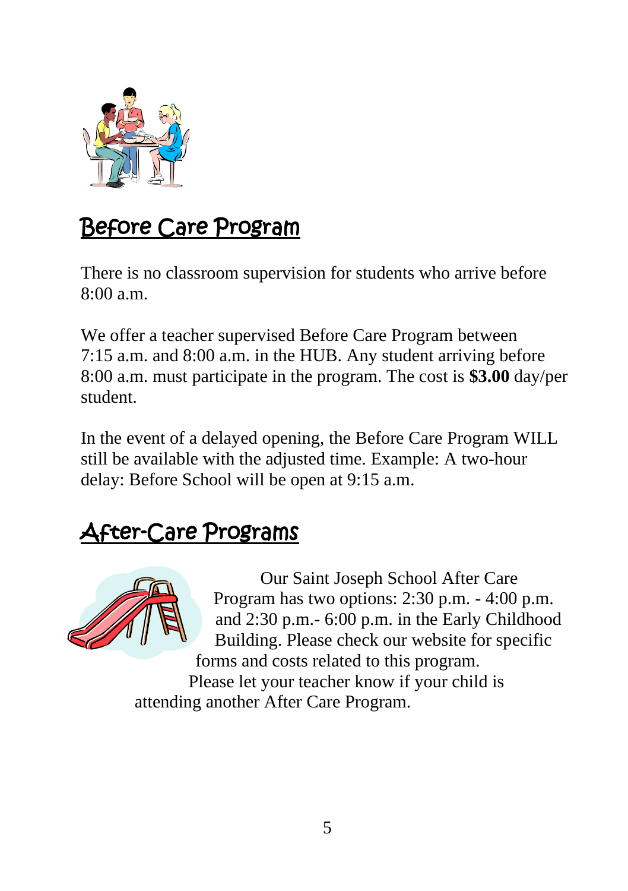## Before Care Program

There is no classroom supervision for students who arrive before 8:00 a.m.

We offer a teacher supervised Before Care Program between 7:15 a.m. and 8:00 a.m. in the HUB. Any student arriving before 8:00 a.m. must participate in the program. The cost is **$3.00** day/per student.

In the event of a delayed opening, the Before Care Program WILL still be available with the adjusted time. Example: A two-hour delay: Before School will be open at 9:15 a.m.

## After-Care Programs

Our Saint Joseph School After Care Program has two options: 2:30 p.m. - 4:00 p.m. and 2:30 p.m.- 6:00 p.m. in the Early Childhood Building. Please check our website for specific forms and costs related to this program. Please let your teacher know if your child is attending another After Care Program.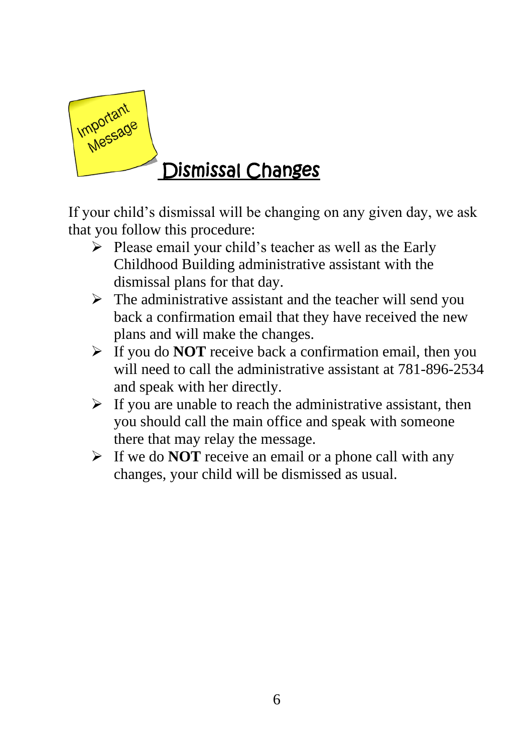Important Message

# Dismissal Changes

If your child's dismissal will be changing on any given day, we ask that you follow this procedure:

- Please email your child's teacher as well as the Early Childhood Building administrative assistant with the dismissal plans for that day.
- The administrative assistant and the teacher will send you back a confirmation email that they have received the new plans and will make the changes.
- If you do **NOT** receive back a confirmation email, then you will need to call the administrative assistant at 781-896-2534 and speak with her directly.
- If you are unable to reach the administrative assistant, then you should call the main office and speak with someone there that may relay the message.
- If we do **NOT** receive an email or a phone call with any changes, your child will be dismissed as usual.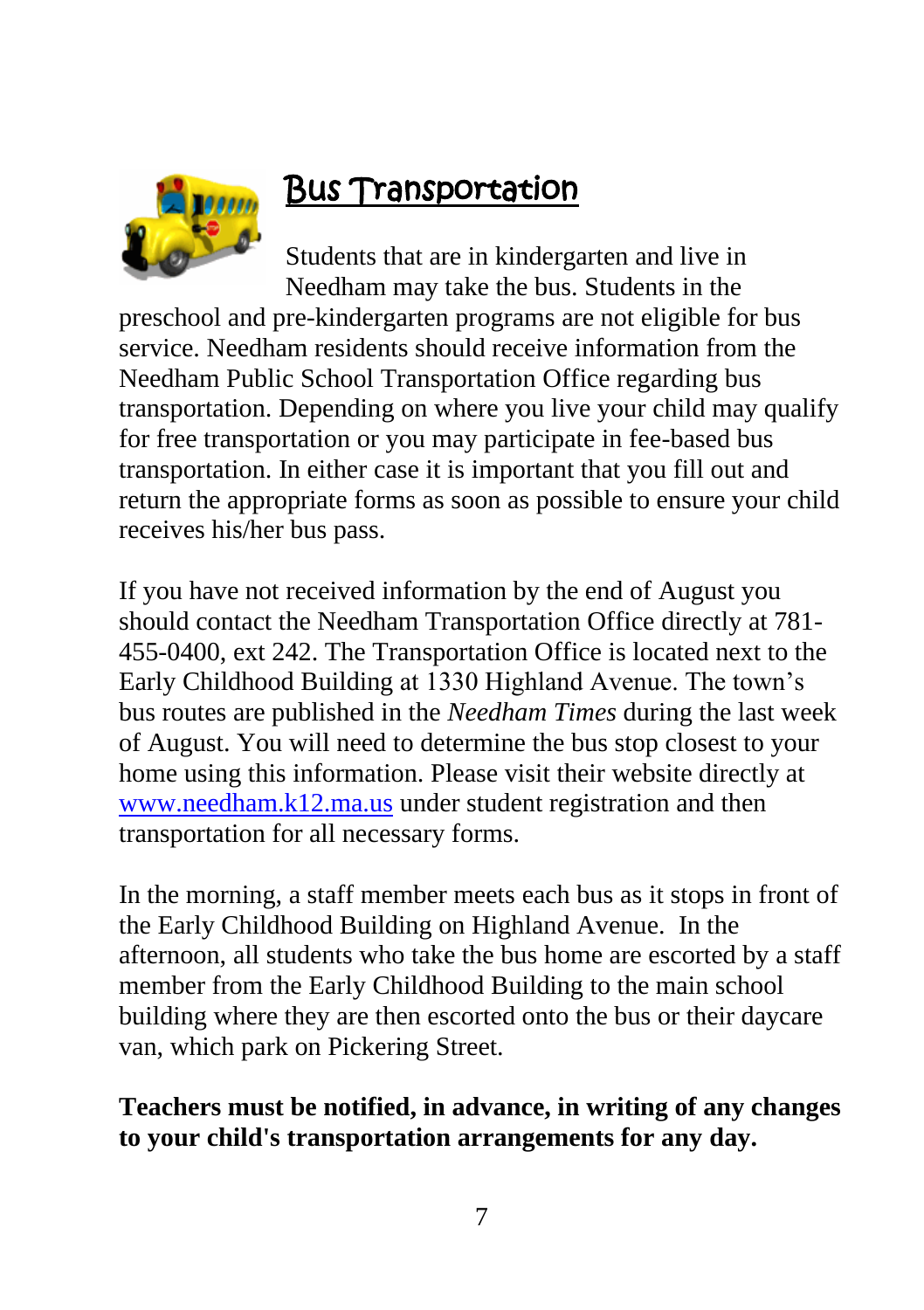## Bus Transportation

Students that are in kindergarten and live in Needham may take the bus. Students in the preschool and pre-kindergarten programs are not eligible for bus service. Needham residents should receive information from the Needham Public School Transportation Office regarding bus transportation. Depending on where you live your child may qualify for free transportation or you may participate in fee-based bus transportation. In either case it is important that you fill out and return the appropriate forms as soon as possible to ensure your child receives his/her bus pass.

If you have not received information by the end of August you should contact the Needham Transportation Office directly at 781-455-0400, ext 242. The Transportation Office is located next to the Early Childhood Building at 1330 Highland Avenue. The town's bus routes are published in the *Needham Times* during the last week of August. You will need to determine the bus stop closest to your home using this information. Please visit their website directly at [www.needham.k12.ma.us](http://www.needham.k12.ma.us) under student registration and then transportation for all necessary forms.

In the morning, a staff member meets each bus as it stops in front of the Early Childhood Building on Highland Avenue. In the afternoon, all students who take the bus home are escorted by a staff member from the Early Childhood Building to the main school building where they are then escorted onto the bus or their daycare van, which park on Pickering Street.

**Teachers must be notified, in advance, in writing of any changes to your child's transportation arrangements for any day.**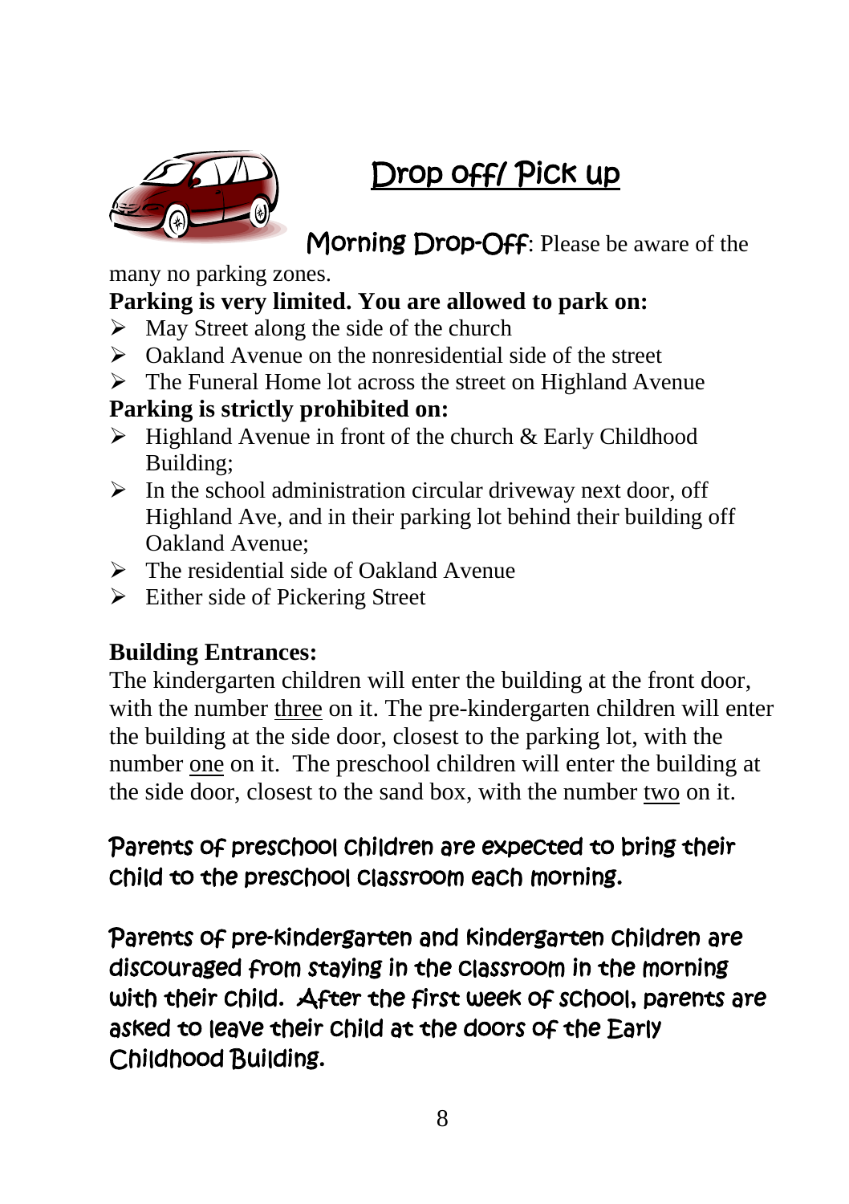# Drop off/ Pick up

**Morning Drop-Off**: Please be aware of the many no parking zones.

**Parking is very limited. You are allowed to park on:**

- May Street along the side of the church
- Oakland Avenue on the nonresidential side of the street
- The Funeral Home lot across the street on Highland Avenue

**Parking is strictly prohibited on:**

- Highland Avenue in front of the church & Early Childhood Building;
- In the school administration circular driveway next door, off Highland Ave, and in their parking lot behind their building off Oakland Avenue;
- The residential side of Oakland Avenue
- Either side of Pickering Street

**Building Entrances:**

The kindergarten children will enter the building at the front door, with the number three on it. The pre-kindergarten children will enter the building at the side door, closest to the parking lot, with the number one on it. The preschool children will enter the building at the side door, closest to the sand box, with the number two on it.

Parents of preschool children are expected to bring their child to the preschool classroom each morning.

Parents of pre-kindergarten and kindergarten children are discouraged from staying in the classroom in the morning with their child. After the first week of school, parents are asked to leave their child at the doors of the Early Childhood Building.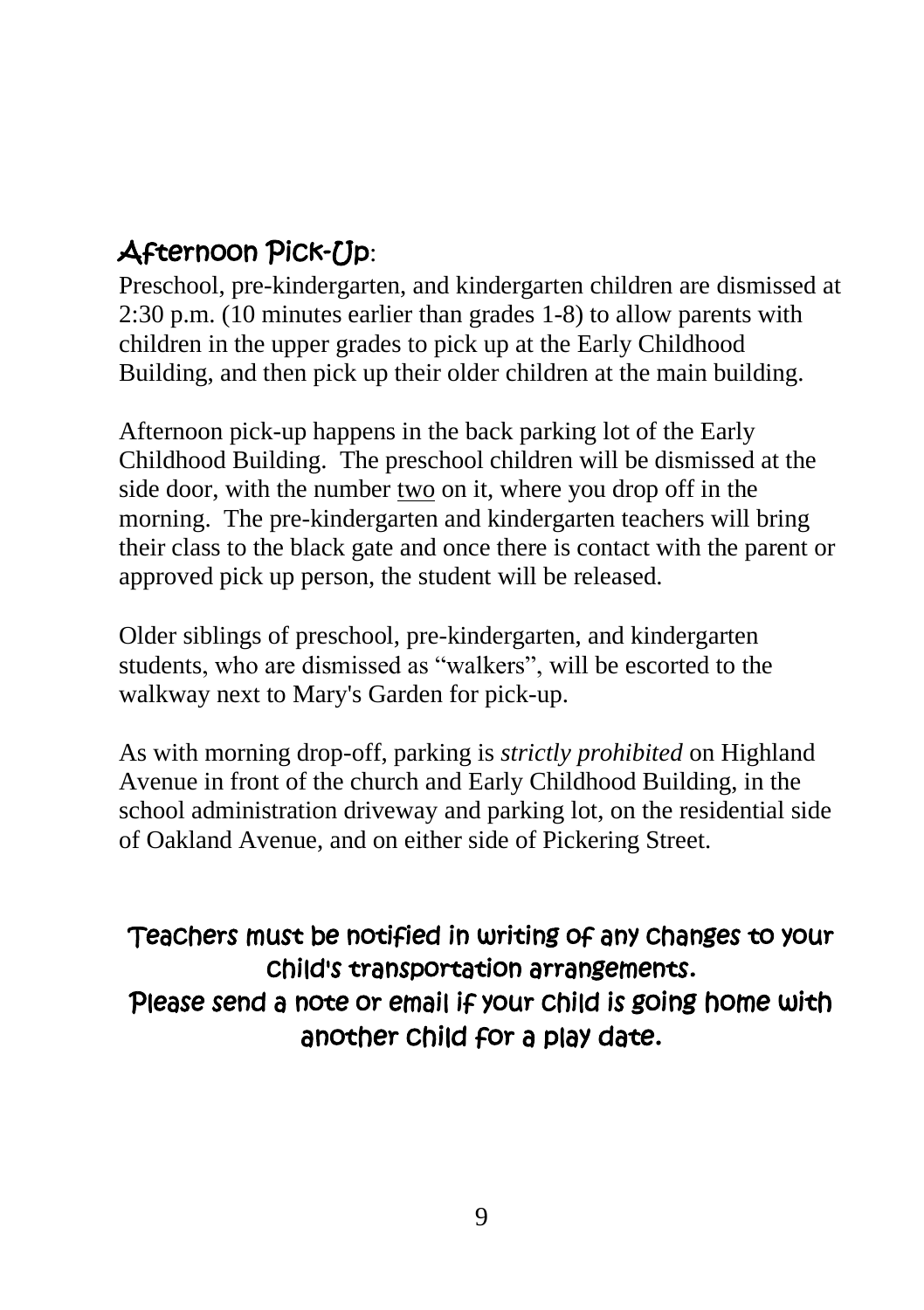## Afternoon Pick-Up:

Preschool, pre-kindergarten, and kindergarten children are dismissed at 2:30 p.m. (10 minutes earlier than grades 1-8) to allow parents with children in the upper grades to pick up at the Early Childhood Building, and then pick up their older children at the main building.

Afternoon pick-up happens in the back parking lot of the Early Childhood Building. The preschool children will be dismissed at the side door, with the number <u>two</u> on it, where you drop off in the morning. The pre-kindergarten and kindergarten teachers will bring their class to the black gate and once there is contact with the parent or approved pick up person, the student will be released.

Older siblings of preschool, pre-kindergarten, and kindergarten students, who are dismissed as "walkers", will be escorted to the walkway next to Mary's Garden for pick-up.

As with morning drop-off, parking is *strictly prohibited* on Highland Avenue in front of the church and Early Childhood Building, in the school administration driveway and parking lot, on the residential side of Oakland Avenue, and on either side of Pickering Street.

**Teachers must be notified in writing of any changes to your child's transportation arrangements.**
**Please send a note or email if your child is going home with another child for a play date.**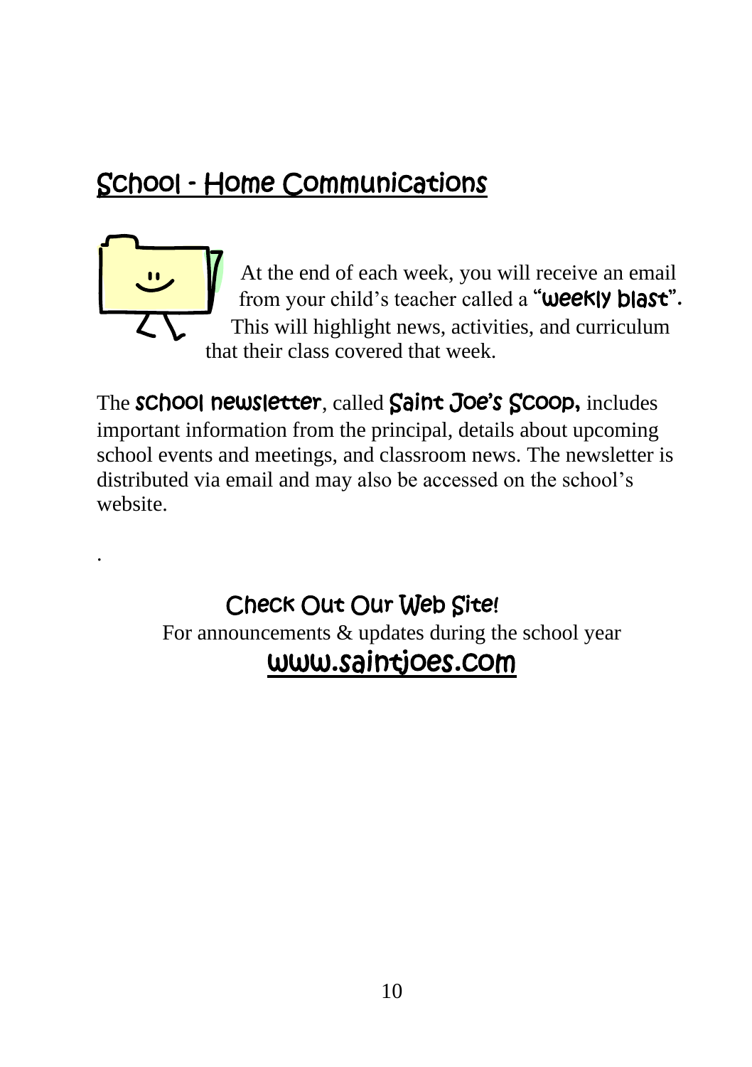## School - Home Communications

At the end of each week, you will receive an email from your child's teacher called a "**weekly blast**". This will highlight news, activities, and curriculum that their class covered that week.

The **school newsletter**, called **Saint Joe's Scoop,** includes important information from the principal, details about upcoming school events and meetings, and classroom news. The newsletter is distributed via email and may also be accessed on the school's website.

.

### Check Out Our Web Site!

For announcements & updates during the school year

**www.saintjoes.com**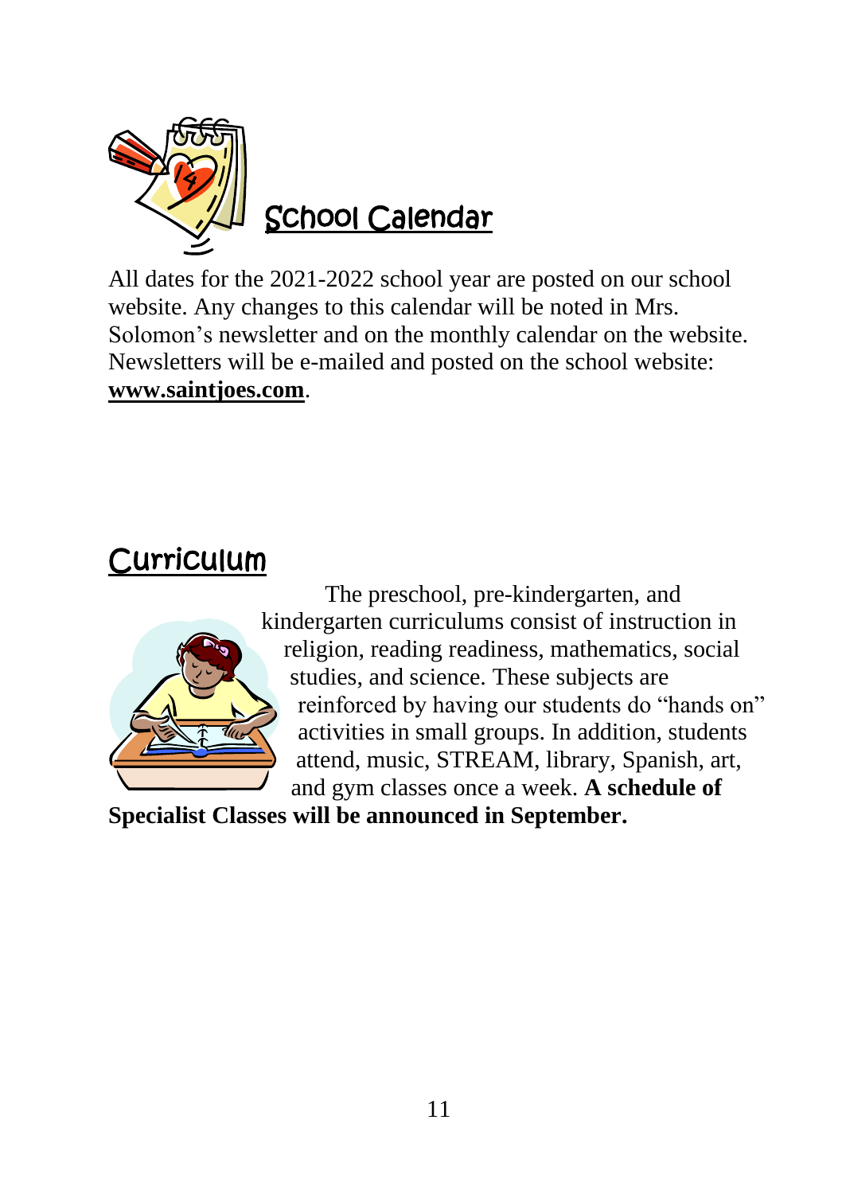## School Calendar

All dates for the 2021-2022 school year are posted on our school website. Any changes to this calendar will be noted in Mrs. Solomon's newsletter and on the monthly calendar on the website. Newsletters will be e-mailed and posted on the school website: **www.saintjoes.com**.

## Curriculum

The preschool, pre-kindergarten, and kindergarten curriculums consist of instruction in religion, reading readiness, mathematics, social studies, and science. These subjects are reinforced by having our students do "hands on" activities in small groups. In addition, students attend, music, STREAM, library, Spanish, art, and gym classes once a week. **A schedule of Specialist Classes will be announced in September.**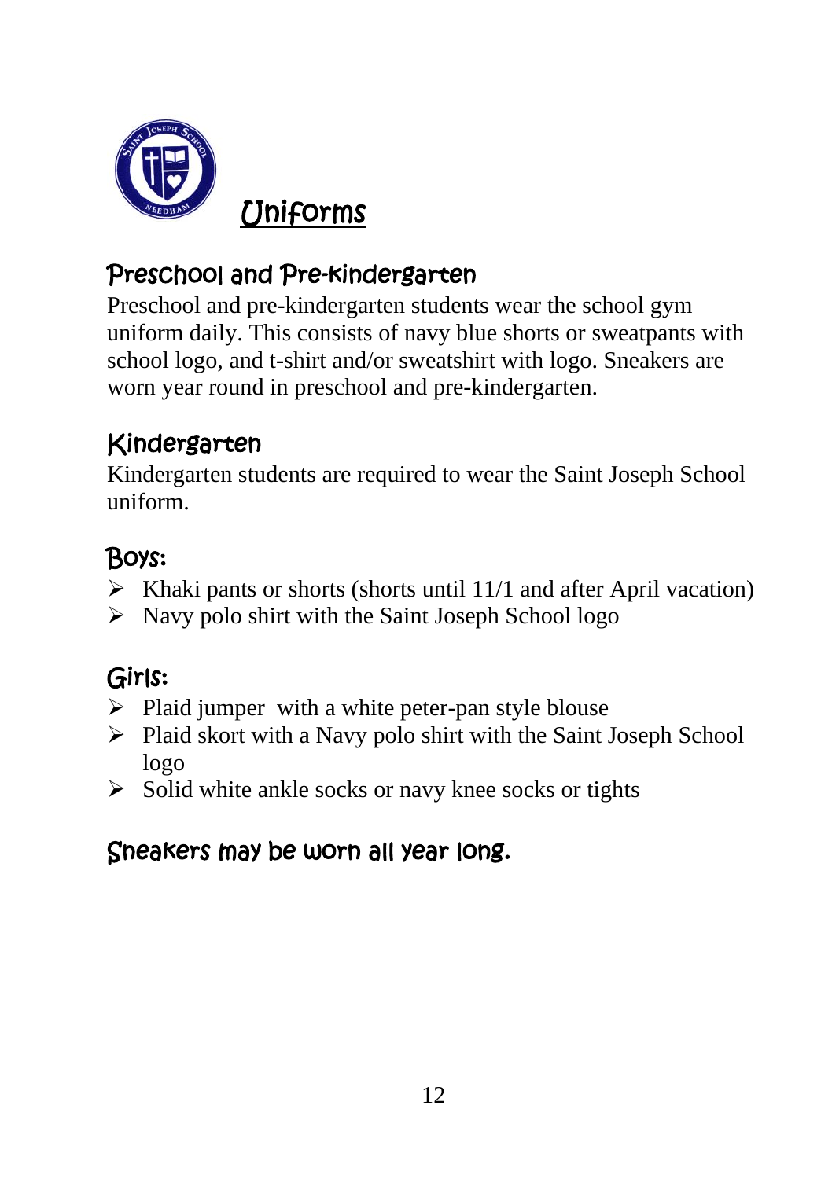# Uniforms

## Preschool and Pre-kindergarten

Preschool and pre-kindergarten students wear the school gym uniform daily. This consists of navy blue shorts or sweatpants with school logo, and t-shirt and/or sweatshirt with logo. Sneakers are worn year round in preschool and pre-kindergarten.

## Kindergarten

Kindergarten students are required to wear the Saint Joseph School uniform.

## Boys:

- Khaki pants or shorts (shorts until 11/1 and after April vacation)
- Navy polo shirt with the Saint Joseph School logo

## Girls:

- Plaid jumper with a white peter-pan style blouse
- Plaid skort with a Navy polo shirt with the Saint Joseph School logo
- Solid white ankle socks or navy knee socks or tights

## Sneakers may be worn all year long.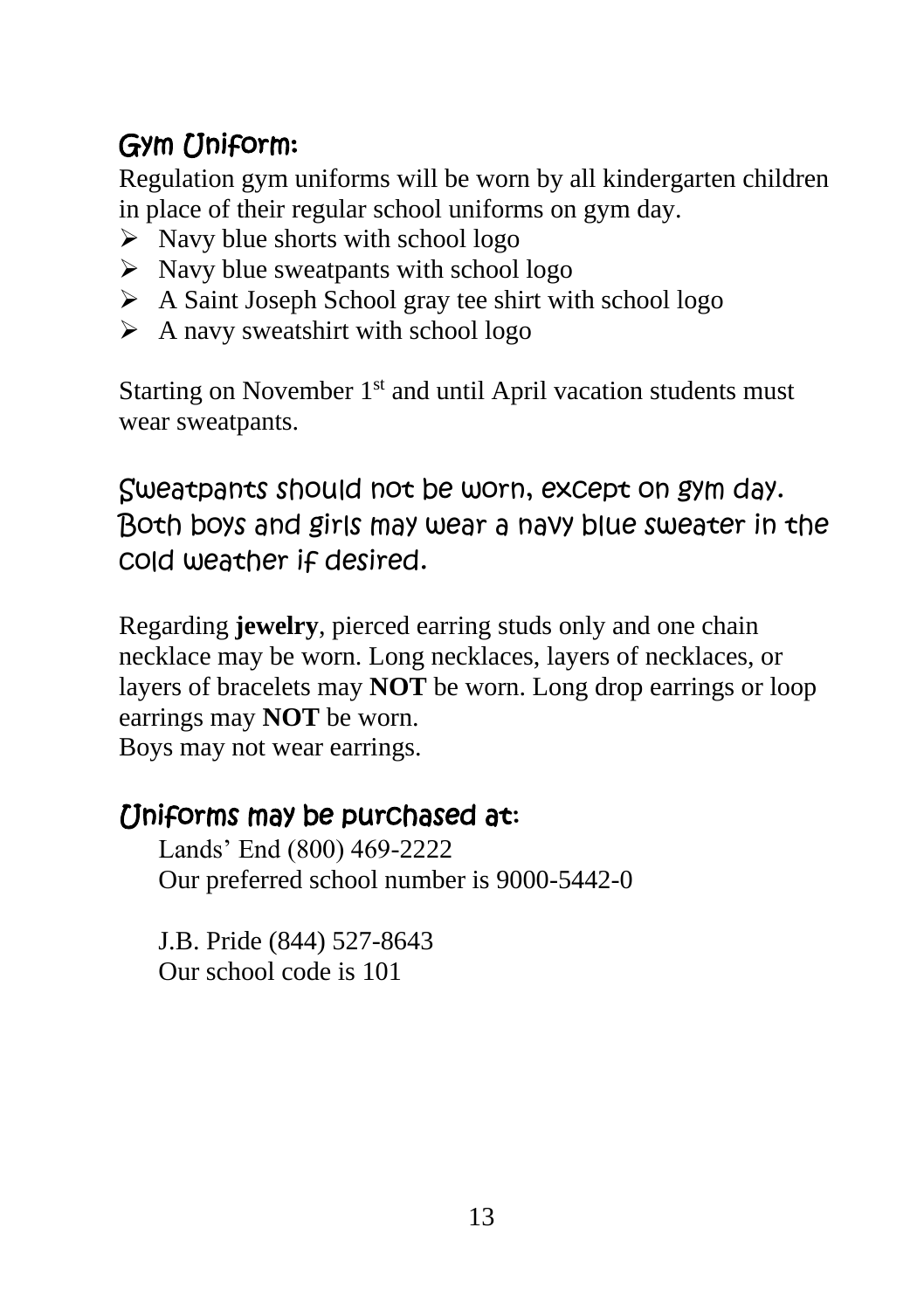## Gym Uniform:

Regulation gym uniforms will be worn by all kindergarten children in place of their regular school uniforms on gym day.

- Navy blue shorts with school logo
- Navy blue sweatpants with school logo
- A Saint Joseph School gray tee shirt with school logo
- A navy sweatshirt with school logo

Starting on November 1st and until April vacation students must wear sweatpants.

### Sweatpants should not be worn, except on gym day. Both boys and girls may wear a navy blue sweater in the cold weather if desired.

Regarding **jewelry**, pierced earring studs only and one chain necklace may be worn. Long necklaces, layers of necklaces, or layers of bracelets may **NOT** be worn. Long drop earrings or loop earrings may **NOT** be worn.
Boys may not wear earrings.

## Uniforms may be purchased at:

Lands' End (800) 469-2222
Our preferred school number is 9000-5442-0

J.B. Pride (844) 527-8643
Our school code is 101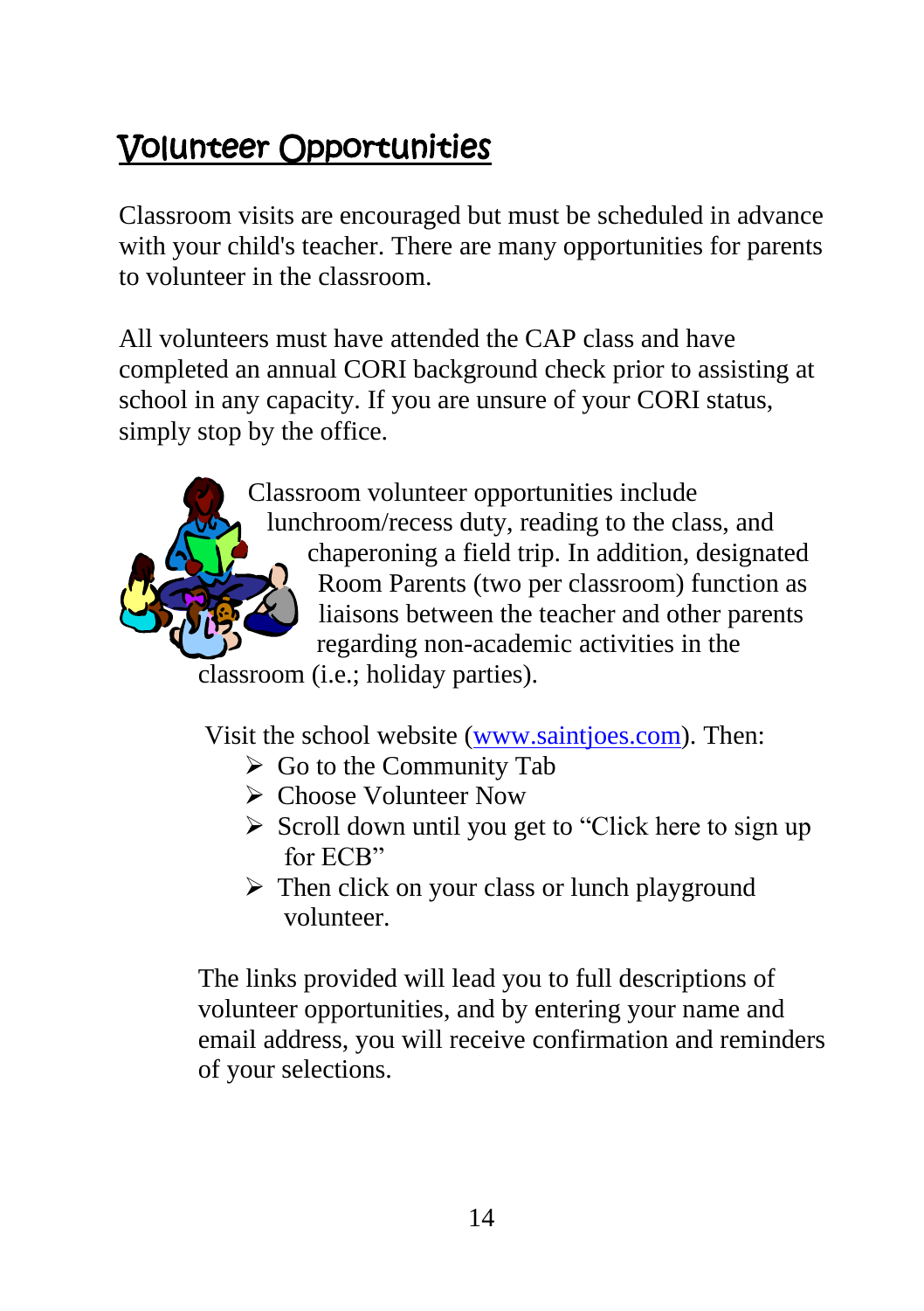## Volunteer Opportunities

Classroom visits are encouraged but must be scheduled in advance with your child's teacher. There are many opportunities for parents to volunteer in the classroom.

All volunteers must have attended the CAP class and have completed an annual CORI background check prior to assisting at school in any capacity. If you are unsure of your CORI status, simply stop by the office.

Classroom volunteer opportunities include lunchroom/recess duty, reading to the class, and chaperoning a field trip. In addition, designated Room Parents (two per classroom) function as liaisons between the teacher and other parents regarding non-academic activities in the classroom (i.e.; holiday parties).

Visit the school website (www.saintjoes.com). Then:

- Go to the Community Tab
- Choose Volunteer Now
- Scroll down until you get to "Click here to sign up for ECB"
- Then click on your class or lunch playground volunteer.

The links provided will lead you to full descriptions of volunteer opportunities, and by entering your name and email address, you will receive confirmation and reminders of your selections.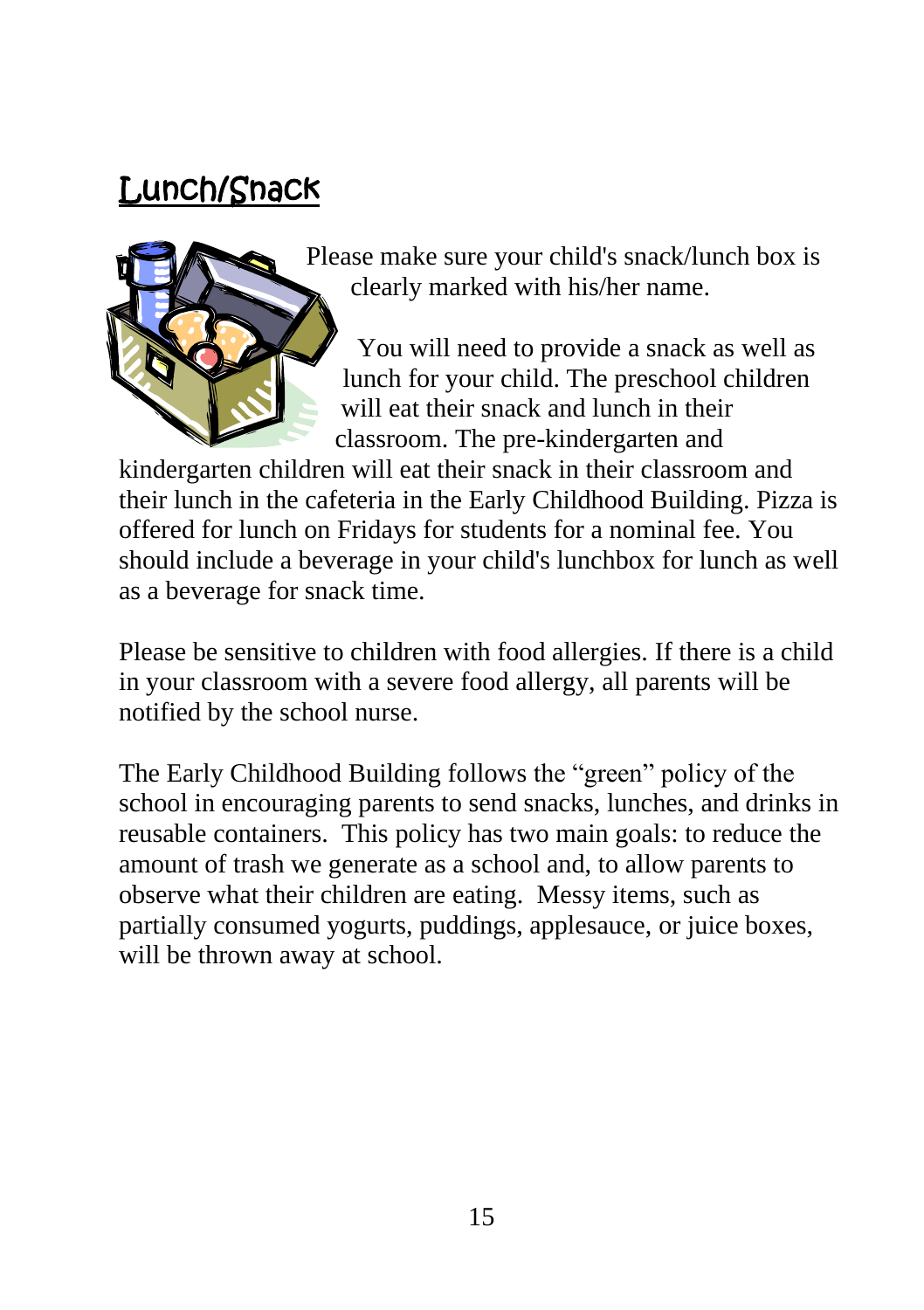## Lunch/Snack

Please make sure your child's snack/lunch box is clearly marked with his/her name.

You will need to provide a snack as well as lunch for your child. The preschool children will eat their snack and lunch in their classroom. The pre-kindergarten and kindergarten children will eat their snack in their classroom and their lunch in the cafeteria in the Early Childhood Building. Pizza is offered for lunch on Fridays for students for a nominal fee. You should include a beverage in your child's lunchbox for lunch as well as a beverage for snack time.

Please be sensitive to children with food allergies. If there is a child in your classroom with a severe food allergy, all parents will be notified by the school nurse.

The Early Childhood Building follows the "green" policy of the school in encouraging parents to send snacks, lunches, and drinks in reusable containers. This policy has two main goals: to reduce the amount of trash we generate as a school and, to allow parents to observe what their children are eating. Messy items, such as partially consumed yogurts, puddings, applesauce, or juice boxes, will be thrown away at school.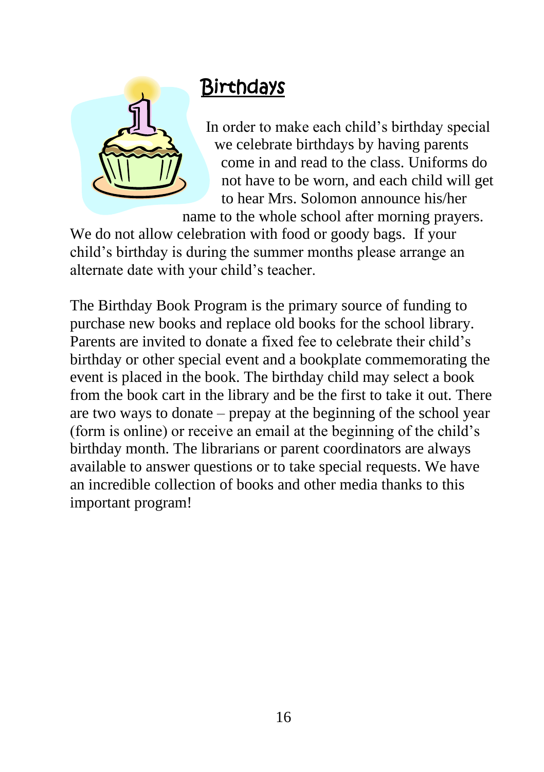## Birthdays

In order to make each child's birthday special we celebrate birthdays by having parents come in and read to the class. Uniforms do not have to be worn, and each child will get to hear Mrs. Solomon announce his/her name to the whole school after morning prayers. We do not allow celebration with food or goody bags. If your child's birthday is during the summer months please arrange an alternate date with your child's teacher.

The Birthday Book Program is the primary source of funding to purchase new books and replace old books for the school library. Parents are invited to donate a fixed fee to celebrate their child's birthday or other special event and a bookplate commemorating the event is placed in the book. The birthday child may select a book from the book cart in the library and be the first to take it out. There are two ways to donate – prepay at the beginning of the school year (form is online) or receive an email at the beginning of the child's birthday month. The librarians or parent coordinators are always available to answer questions or to take special requests. We have an incredible collection of books and other media thanks to this important program!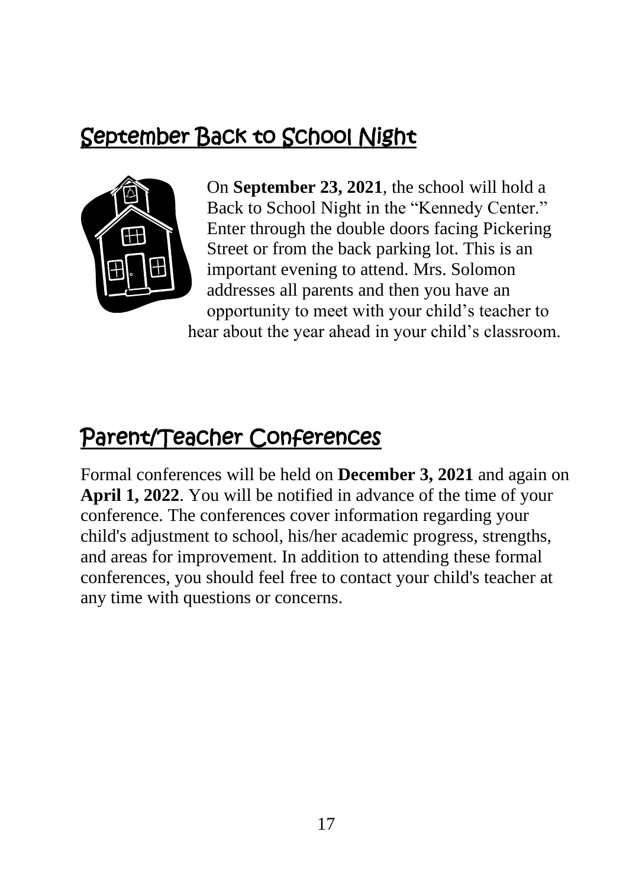## September Back to School Night

On **September 23, 2021**, the school will hold a Back to School Night in the "Kennedy Center." Enter through the double doors facing Pickering Street or from the back parking lot. This is an important evening to attend. Mrs. Solomon addresses all parents and then you have an opportunity to meet with your child's teacher to hear about the year ahead in your child's classroom.

## Parent/Teacher Conferences

Formal conferences will be held on **December 3, 2021** and again on **April 1, 2022**. You will be notified in advance of the time of your conference. The conferences cover information regarding your child's adjustment to school, his/her academic progress, strengths, and areas for improvement. In addition to attending these formal conferences, you should feel free to contact your child's teacher at any time with questions or concerns.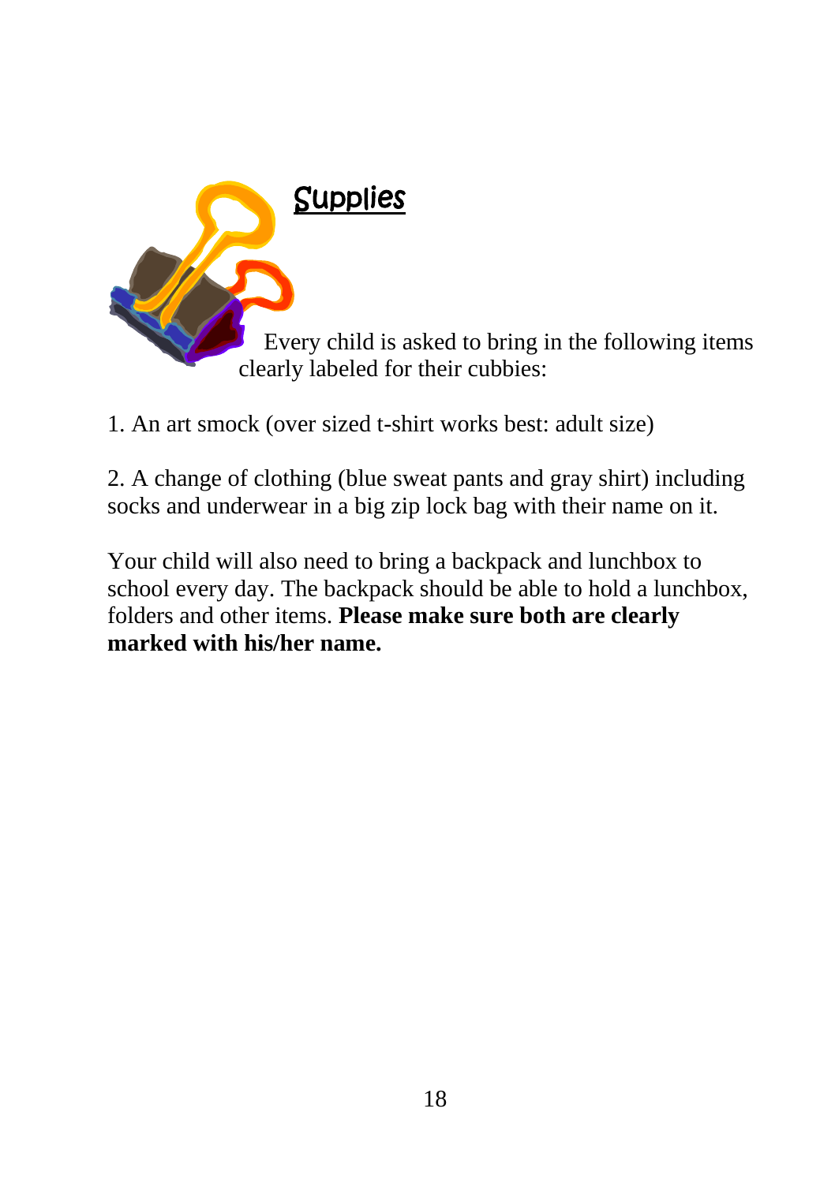## Supplies

Every child is asked to bring in the following items clearly labeled for their cubbies:

1. An art smock (over sized t-shirt works best: adult size)

2. A change of clothing (blue sweat pants and gray shirt) including socks and underwear in a big zip lock bag with their name on it.

Your child will also need to bring a backpack and lunchbox to school every day. The backpack should be able to hold a lunchbox, folders and other items. **Please make sure both are clearly marked with his/her name.**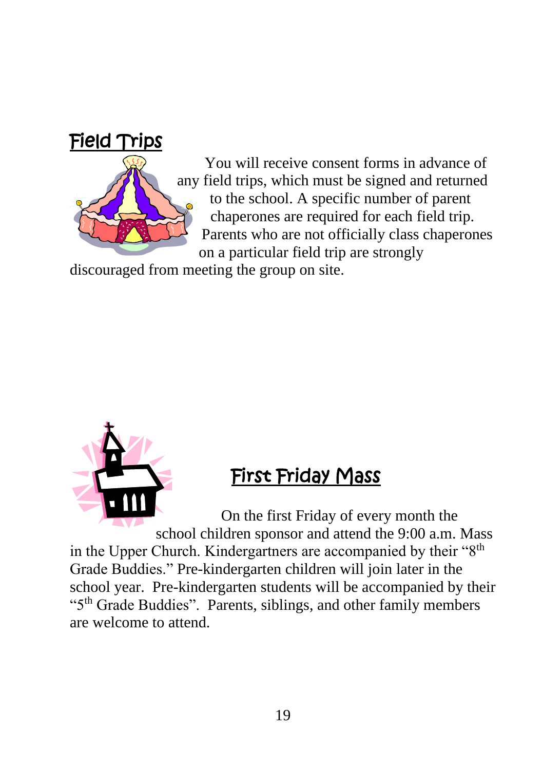## Field Trips

You will receive consent forms in advance of any field trips, which must be signed and returned to the school. A specific number of parent chaperones are required for each field trip. Parents who are not officially class chaperones on a particular field trip are strongly discouraged from meeting the group on site.

## First Friday Mass

On the first Friday of every month the school children sponsor and attend the 9:00 a.m. Mass in the Upper Church. Kindergartners are accompanied by their "8th Grade Buddies." Pre-kindergarten children will join later in the school year. Pre-kindergarten students will be accompanied by their "5th Grade Buddies". Parents, siblings, and other family members are welcome to attend.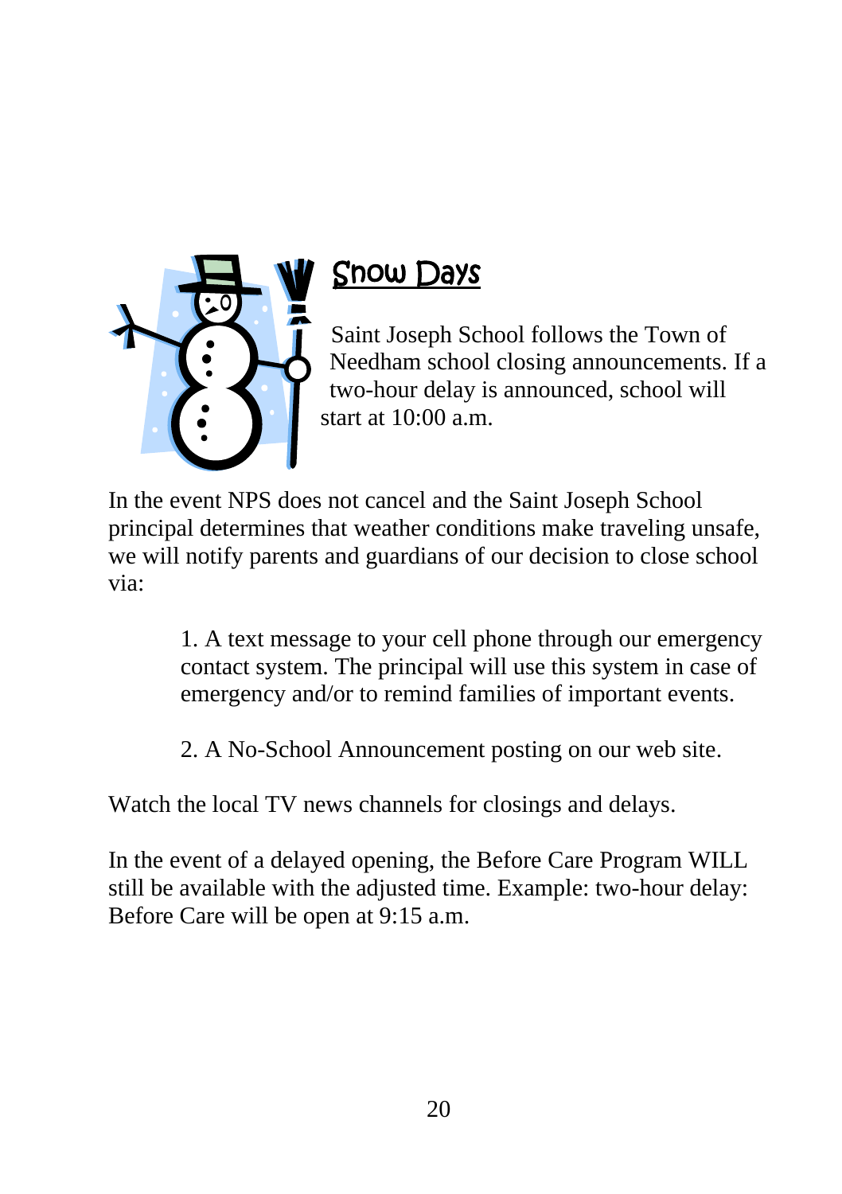## Snow Days

Saint Joseph School follows the Town of Needham school closing announcements. If a two-hour delay is announced, school will start at 10:00 a.m.

In the event NPS does not cancel and the Saint Joseph School principal determines that weather conditions make traveling unsafe, we will notify parents and guardians of our decision to close school via:

1. A text message to your cell phone through our emergency contact system. The principal will use this system in case of emergency and/or to remind families of important events.

2. A No-School Announcement posting on our web site.

Watch the local TV news channels for closings and delays.

In the event of a delayed opening, the Before Care Program WILL still be available with the adjusted time. Example: two-hour delay: Before Care will be open at 9:15 a.m.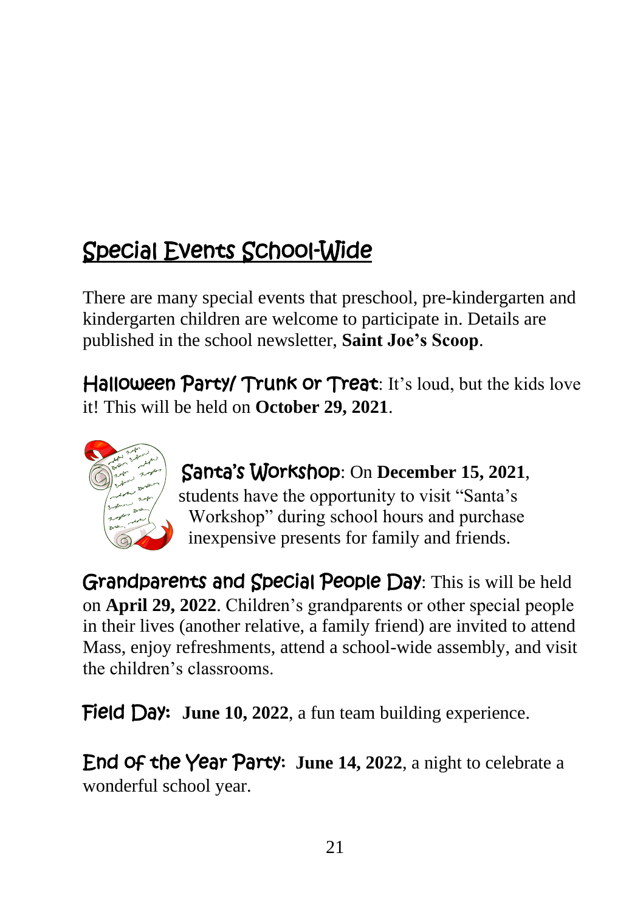## Special Events School-Wide

There are many special events that preschool, pre-kindergarten and kindergarten children are welcome to participate in. Details are published in the school newsletter, **Saint Joe's Scoop**.

**Halloween Party/ Trunk or Treat**: It's loud, but the kids love it! This will be held on **October 29, 2021**.

**Santa's Workshop**: On **December 15, 2021**, students have the opportunity to visit "Santa's Workshop" during school hours and purchase inexpensive presents for family and friends.

**Grandparents and Special People Day**: This is will be held on **April 29, 2022**. Children's grandparents or other special people in their lives (another relative, a family friend) are invited to attend Mass, enjoy refreshments, attend a school-wide assembly, and visit the children's classrooms.

**Field Day: June 10, 2022**, a fun team building experience.

**End of the Year Party: June 14, 2022**, a night to celebrate a wonderful school year.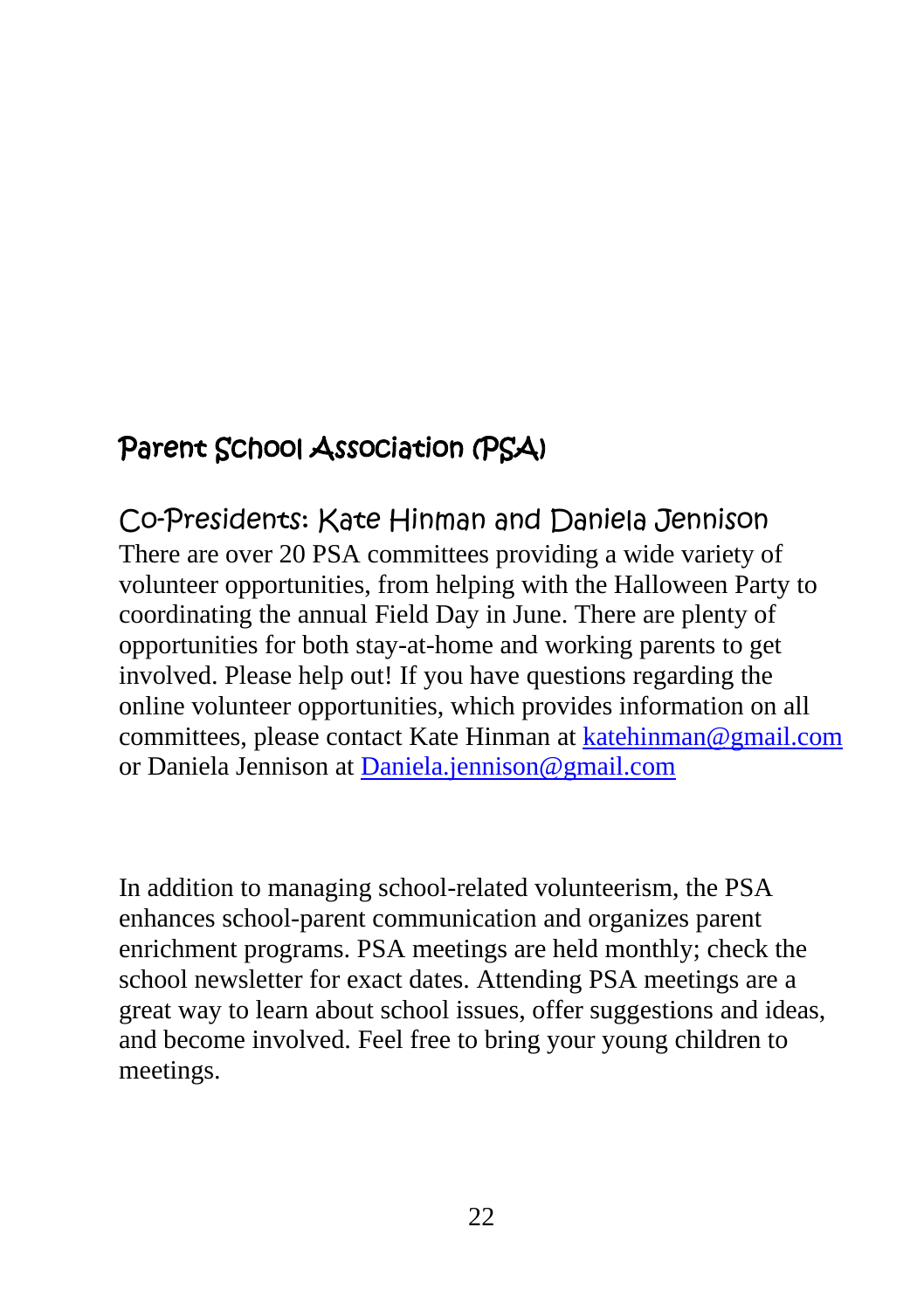## Parent School Association (PSA)

### Co-Presidents: Kate Hinman and Daniela Jennison

There are over 20 PSA committees providing a wide variety of volunteer opportunities, from helping with the Halloween Party to coordinating the annual Field Day in June. There are plenty of opportunities for both stay-at-home and working parents to get involved. Please help out! If you have questions regarding the online volunteer opportunities, which provides information on all committees, please contact Kate Hinman at katehinman@gmail.com or Daniela Jennison at Daniela.jennison@gmail.com

In addition to managing school-related volunteerism, the PSA enhances school-parent communication and organizes parent enrichment programs. PSA meetings are held monthly; check the school newsletter for exact dates. Attending PSA meetings are a great way to learn about school issues, offer suggestions and ideas, and become involved. Feel free to bring your young children to meetings.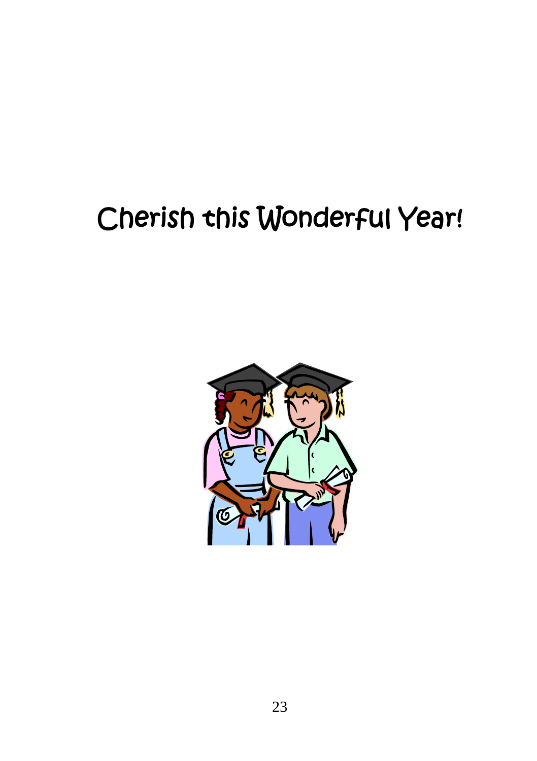# Cherish this Wonderful Year!